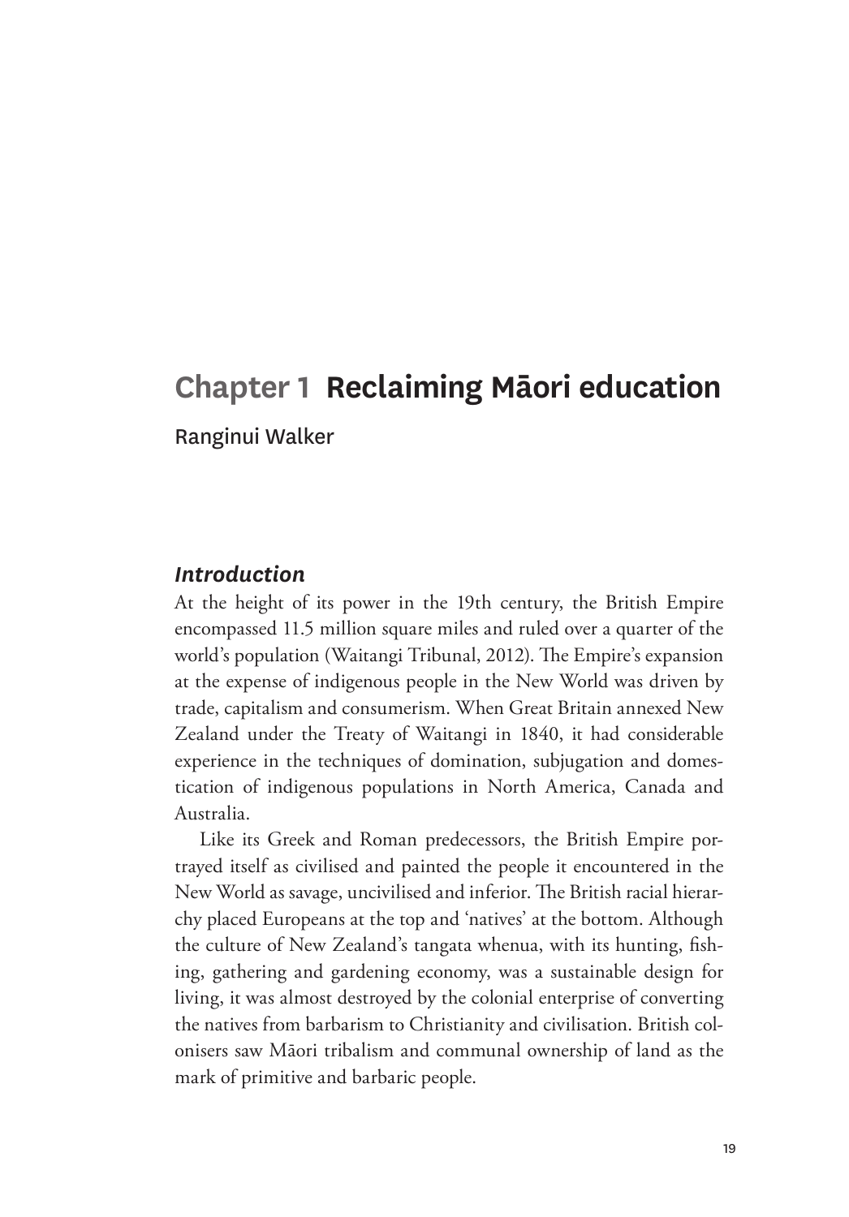# Chapter 1 Reclaiming Māori education

Ranginui Walker

## *Introduction*

At the height of its power in the 19th century, the British Empire encompassed 11.5 million square miles and ruled over a quarter of the world's population (Waitangi Tribunal, 2012). The Empire's expansion at the expense of indigenous people in the New World was driven by trade, capitalism and consumerism. When Great Britain annexed New Zealand under the Treaty of Waitangi in 1840, it had considerable experience in the techniques of domination, subjugation and domestication of indigenous populations in North America, Canada and Australia.

Like its Greek and Roman predecessors, the British Empire portrayed itself as civilised and painted the people it encountered in the New World as savage, uncivilised and inferior. The British racial hierarchy placed Europeans at the top and 'natives' at the bottom. Although the culture of New Zealand's tangata whenua, with its hunting, fishing, gathering and gardening economy, was a sustainable design for living, it was almost destroyed by the colonial enterprise of converting the natives from barbarism to Christianity and civilisation. British colonisers saw Māori tribalism and communal ownership of land as the mark of primitive and barbaric people.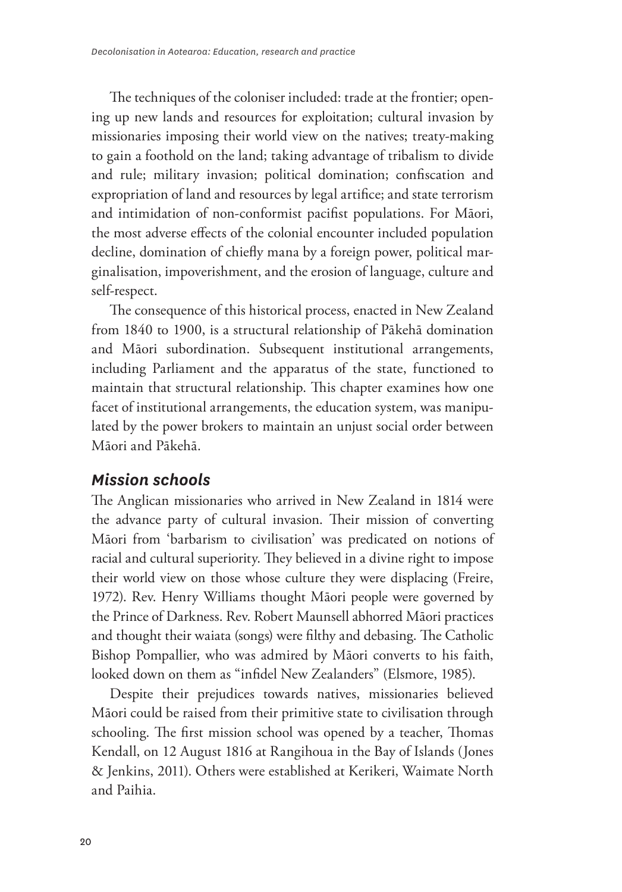The techniques of the coloniser included: trade at the frontier; opening up new lands and resources for exploitation; cultural invasion by missionaries imposing their world view on the natives; treaty-making to gain a foothold on the land; taking advantage of tribalism to divide and rule; military invasion; political domination; confiscation and expropriation of land and resources by legal artifice; and state terrorism and intimidation of non-conformist pacifist populations. For Māori, the most adverse effects of the colonial encounter included population decline, domination of chiefly mana by a foreign power, political marginalisation, impoverishment, and the erosion of language, culture and self-respect.

The consequence of this historical process, enacted in New Zealand from 1840 to 1900, is a structural relationship of Pākehā domination and Māori subordination. Subsequent institutional arrangements, including Parliament and the apparatus of the state, functioned to maintain that structural relationship. This chapter examines how one facet of institutional arrangements, the education system, was manipulated by the power brokers to maintain an unjust social order between Māori and Pākehā.

### *Mission schools*

The Anglican missionaries who arrived in New Zealand in 1814 were the advance party of cultural invasion. Their mission of converting Māori from 'barbarism to civilisation' was predicated on notions of racial and cultural superiority. They believed in a divine right to impose their world view on those whose culture they were displacing (Freire, 1972). Rev. Henry Williams thought Māori people were governed by the Prince of Darkness. Rev. Robert Maunsell abhorred Māori practices and thought their waiata (songs) were filthy and debasing. The Catholic Bishop Pompallier, who was admired by Māori converts to his faith, looked down on them as "infidel New Zealanders" (Elsmore, 1985).

Despite their prejudices towards natives, missionaries believed Māori could be raised from their primitive state to civilisation through schooling. The first mission school was opened by a teacher, Thomas Kendall, on 12 August 1816 at Rangihoua in the Bay of Islands (Jones & Jenkins, 2011). Others were established at Kerikeri, Waimate North and Paihia.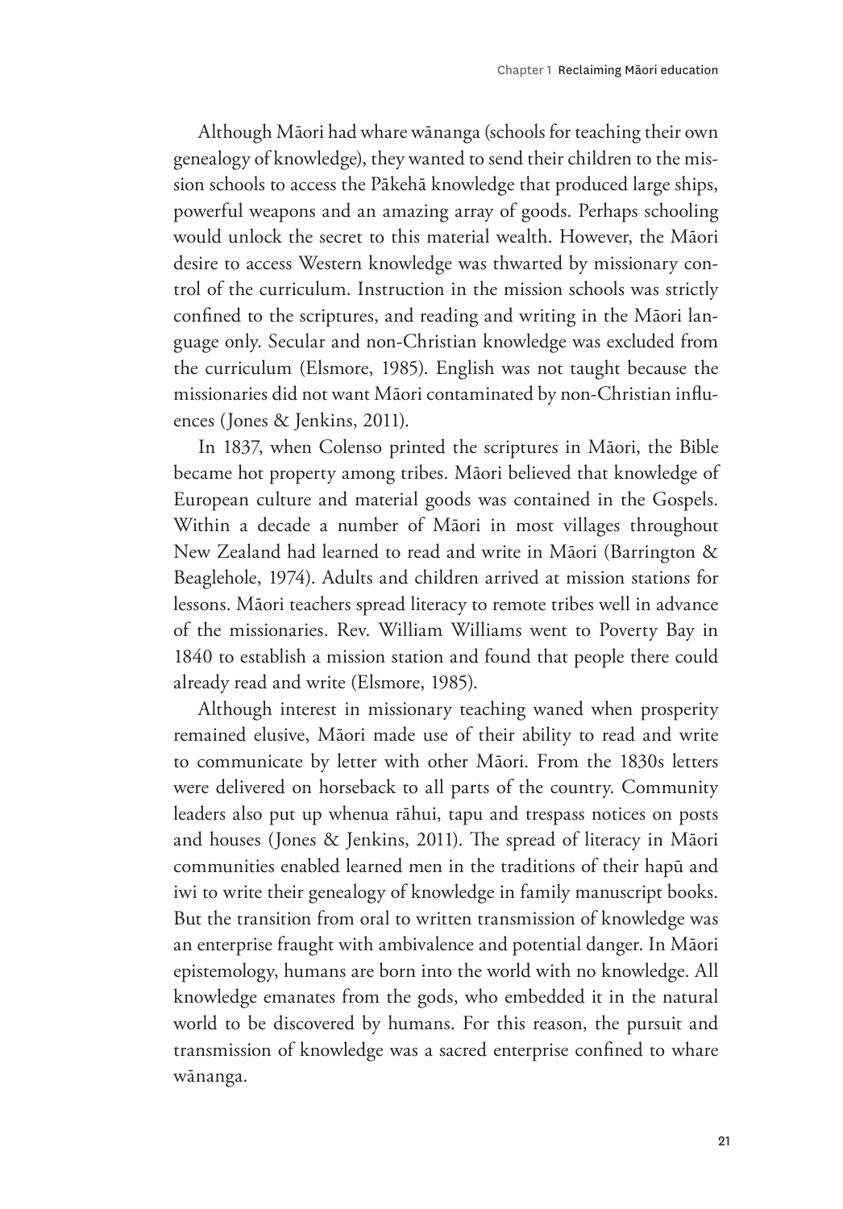Although Māori had whare wānanga (schools for teaching their own genealogy of knowledge), they wanted to send their children to the mission schools to access the Pākehā knowledge that produced large ships, powerful weapons and an amazing array of goods. Perhaps schooling would unlock the secret to this material wealth. However, the Māori desire to access Western knowledge was thwarted by missionary control of the curriculum. Instruction in the mission schools was strictly confined to the scriptures, and reading and writing in the Māori language only. Secular and non-Christian knowledge was excluded from the curriculum (Elsmore, 1985). English was not taught because the missionaries did not want Māori contaminated by non-Christian influences (Jones & Jenkins, 2011).

In 1837, when Colenso printed the scriptures in Māori, the Bible became hot property among tribes. Māori believed that knowledge of European culture and material goods was contained in the Gospels. Within a decade a number of Māori in most villages throughout New Zealand had learned to read and write in Māori (Barrington & Beaglehole, 1974). Adults and children arrived at mission stations for lessons. Māori teachers spread literacy to remote tribes well in advance of the missionaries. Rev. William Williams went to Poverty Bay in 1840 to establish a mission station and found that people there could already read and write (Elsmore, 1985).

Although interest in missionary teaching waned when prosperity remained elusive, Māori made use of their ability to read and write to communicate by letter with other Māori. From the 1830s letters were delivered on horseback to all parts of the country. Community leaders also put up whenua rāhui, tapu and trespass notices on posts and houses (Jones & Jenkins, 2011). The spread of literacy in Māori communities enabled learned men in the traditions of their hapū and iwi to write their genealogy of knowledge in family manuscript books. But the transition from oral to written transmission of knowledge was an enterprise fraught with ambivalence and potential danger. In Māori epistemology, humans are born into the world with no knowledge. All knowledge emanates from the gods, who embedded it in the natural world to be discovered by humans. For this reason, the pursuit and transmission of knowledge was a sacred enterprise confined to whare wānanga.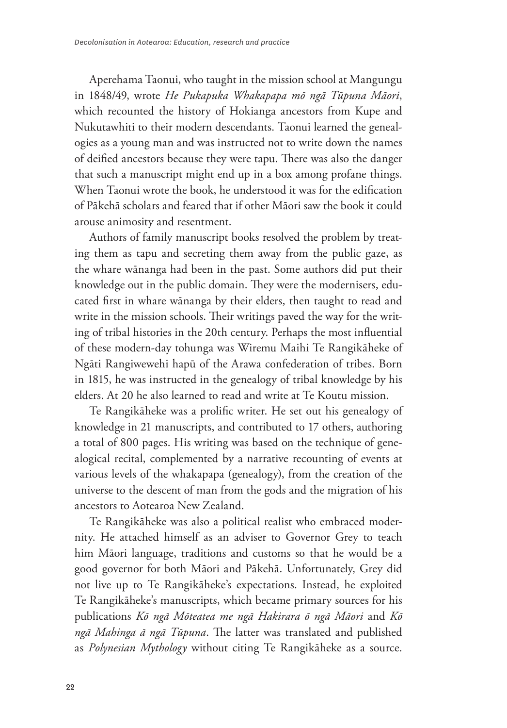Aperehama Taonui, who taught in the mission school at Mangungu in 1848/49, wrote *He Pukapuka Whakapapa mō ngā Tūpuna Māori*, which recounted the history of Hokianga ancestors from Kupe and Nukutawhiti to their modern descendants. Taonui learned the genealogies as a young man and was instructed not to write down the names of deified ancestors because they were tapu. There was also the danger that such a manuscript might end up in a box among profane things. When Taonui wrote the book, he understood it was for the edification of Pākehā scholars and feared that if other Māori saw the book it could arouse animosity and resentment.

Authors of family manuscript books resolved the problem by treating them as tapu and secreting them away from the public gaze, as the whare wānanga had been in the past. Some authors did put their knowledge out in the public domain. They were the modernisers, educated first in whare wānanga by their elders, then taught to read and write in the mission schools. Their writings paved the way for the writing of tribal histories in the 20th century. Perhaps the most influential of these modern-day tohunga was Wiremu Maihi Te Rangikāheke of Ngāti Rangiwewehi hapū of the Arawa confederation of tribes. Born in 1815, he was instructed in the genealogy of tribal knowledge by his elders. At 20 he also learned to read and write at Te Koutu mission.

Te Rangikāheke was a prolific writer. He set out his genealogy of knowledge in 21 manuscripts, and contributed to 17 others, authoring a total of 800 pages. His writing was based on the technique of genealogical recital, complemented by a narrative recounting of events at various levels of the whakapapa (genealogy), from the creation of the universe to the descent of man from the gods and the migration of his ancestors to Aotearoa New Zealand.

Te Rangikāheke was also a political realist who embraced modernity. He attached himself as an adviser to Governor Grey to teach him Māori language, traditions and customs so that he would be a good governor for both Māori and Pākehā. Unfortunately, Grey did not live up to Te Rangikāheke's expectations. Instead, he exploited Te Rangikāheke's manuscripts, which became primary sources for his publications *Kō ngā Mōteatea me ngā Hakirara ō ngā Māori* and *Kō ngā Mahinga ā ngā Tūpuna*. The latter was translated and published as *Polynesian Mythology* without citing Te Rangikāheke as a source.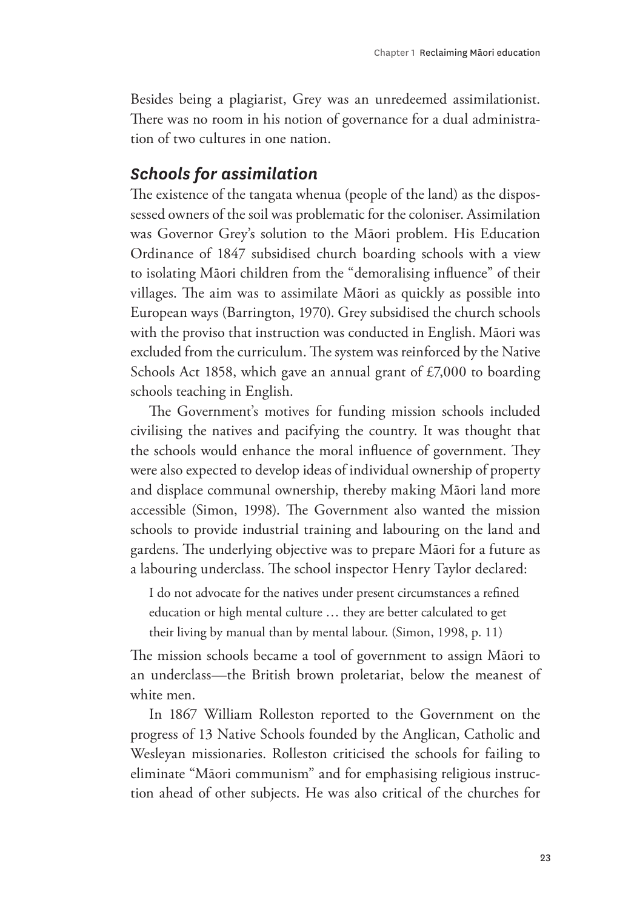Besides being a plagiarist, Grey was an unredeemed assimilationist. There was no room in his notion of governance for a dual administration of two cultures in one nation.

### *Schools for assimilation*

The existence of the tangata whenua (people of the land) as the dispossessed owners of the soil was problematic for the coloniser. Assimilation was Governor Grey's solution to the Māori problem. His Education Ordinance of 1847 subsidised church boarding schools with a view to isolating Māori children from the "demoralising influence" of their villages. The aim was to assimilate Māori as quickly as possible into European ways (Barrington, 1970). Grey subsidised the church schools with the proviso that instruction was conducted in English. Māori was excluded from the curriculum. The system was reinforced by the Native Schools Act 1858, which gave an annual grant of £7,000 to boarding schools teaching in English.

The Government's motives for funding mission schools included civilising the natives and pacifying the country. It was thought that the schools would enhance the moral influence of government. They were also expected to develop ideas of individual ownership of property and displace communal ownership, thereby making Māori land more accessible (Simon, 1998). The Government also wanted the mission schools to provide industrial training and labouring on the land and gardens. The underlying objective was to prepare Māori for a future as a labouring underclass. The school inspector Henry Taylor declared:

> I do not advocate for the natives under present circumstances a refined education or high mental culture … they are better calculated to get their living by manual than by mental labour. (Simon, 1998, p. 11)

The mission schools became a tool of government to assign Māori to an underclass—the British brown proletariat, below the meanest of white men.

In 1867 William Rolleston reported to the Government on the progress of 13 Native Schools founded by the Anglican, Catholic and Wesleyan missionaries. Rolleston criticised the schools for failing to eliminate "Māori communism" and for emphasising religious instruction ahead of other subjects. He was also critical of the churches for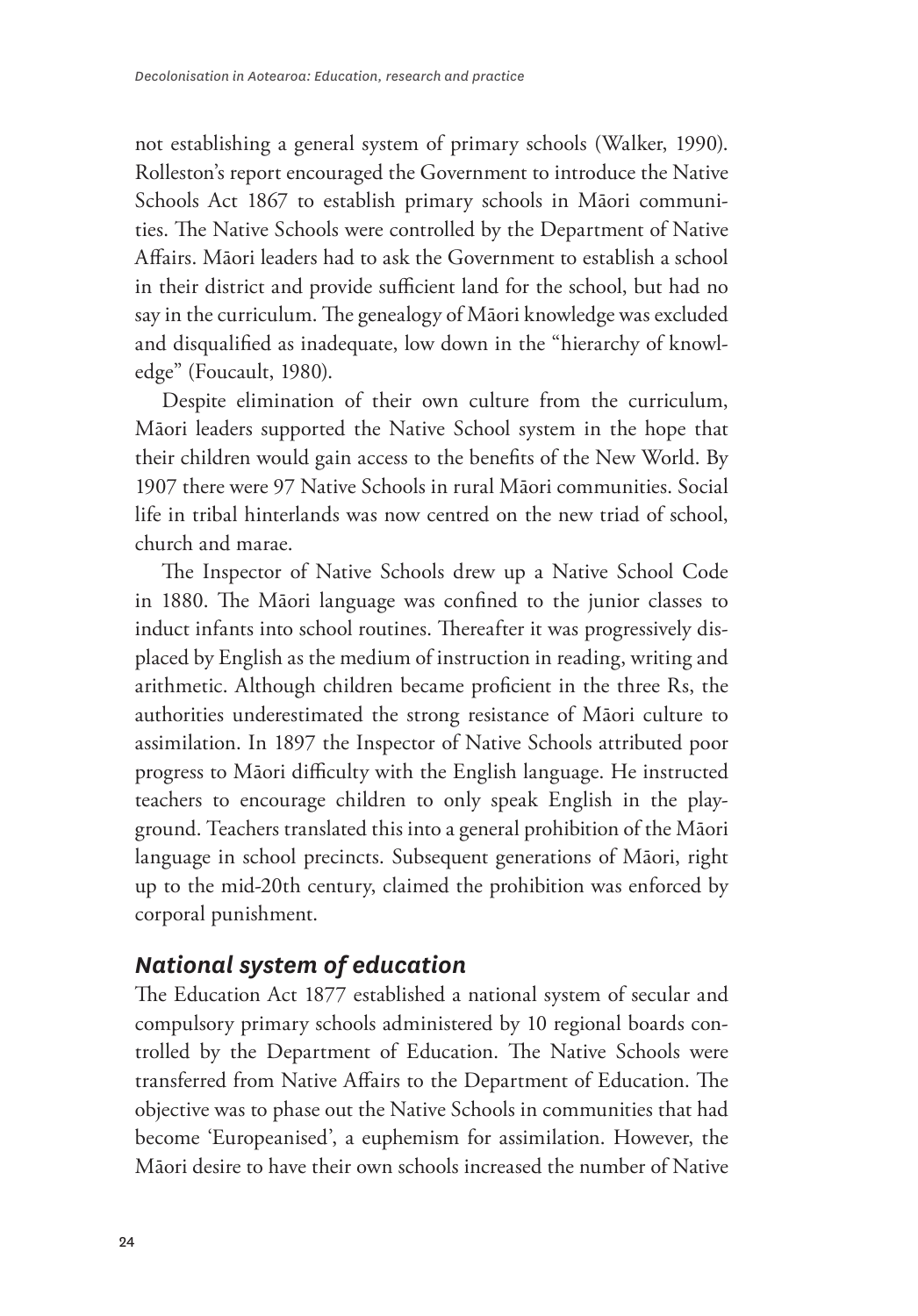not establishing a general system of primary schools (Walker, 1990). Rolleston's report encouraged the Government to introduce the Native Schools Act 1867 to establish primary schools in Māori communities. The Native Schools were controlled by the Department of Native Affairs. Māori leaders had to ask the Government to establish a school in their district and provide sufficient land for the school, but had no say in the curriculum. The genealogy of Māori knowledge was excluded and disqualified as inadequate, low down in the "hierarchy of knowledge" (Foucault, 1980).

Despite elimination of their own culture from the curriculum, Māori leaders supported the Native School system in the hope that their children would gain access to the benefits of the New World. By 1907 there were 97 Native Schools in rural Māori communities. Social life in tribal hinterlands was now centred on the new triad of school, church and marae.

The Inspector of Native Schools drew up a Native School Code in 1880. The Māori language was confined to the junior classes to induct infants into school routines. Thereafter it was progressively displaced by English as the medium of instruction in reading, writing and arithmetic. Although children became proficient in the three Rs, the authorities underestimated the strong resistance of Māori culture to assimilation. In 1897 the Inspector of Native Schools attributed poor progress to Māori difficulty with the English language. He instructed teachers to encourage children to only speak English in the playground. Teachers translated this into a general prohibition of the Māori language in school precincts. Subsequent generations of Māori, right up to the mid-20th century, claimed the prohibition was enforced by corporal punishment.

### *National system of education*

The Education Act 1877 established a national system of secular and compulsory primary schools administered by 10 regional boards controlled by the Department of Education. The Native Schools were transferred from Native Affairs to the Department of Education. The objective was to phase out the Native Schools in communities that had become 'Europeanised', a euphemism for assimilation. However, the Māori desire to have their own schools increased the number of Native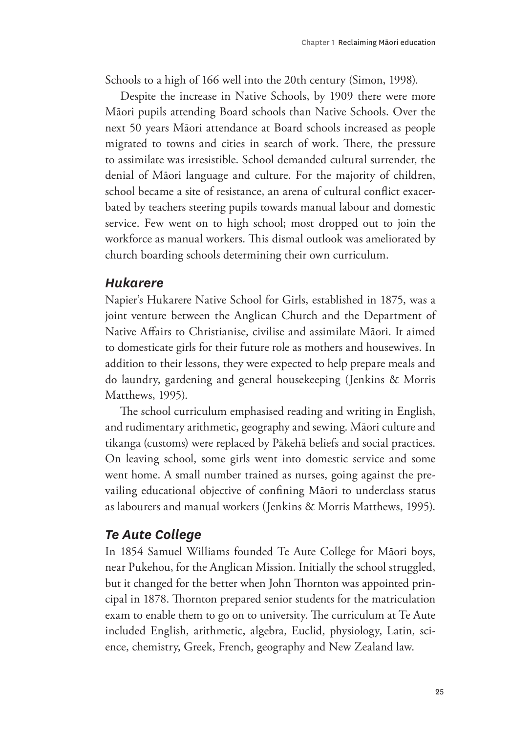Schools to a high of 166 well into the 20th century (Simon, 1998).

Despite the increase in Native Schools, by 1909 there were more Māori pupils attending Board schools than Native Schools. Over the next 50 years Māori attendance at Board schools increased as people migrated to towns and cities in search of work. There, the pressure to assimilate was irresistible. School demanded cultural surrender, the denial of Māori language and culture. For the majority of children, school became a site of resistance, an arena of cultural conflict exacerbated by teachers steering pupils towards manual labour and domestic service. Few went on to high school; most dropped out to join the workforce as manual workers. This dismal outlook was ameliorated by church boarding schools determining their own curriculum.

### *Hukarere*

Napier's Hukarere Native School for Girls, established in 1875, was a joint venture between the Anglican Church and the Department of Native Affairs to Christianise, civilise and assimilate Māori. It aimed to domesticate girls for their future role as mothers and housewives. In addition to their lessons, they were expected to help prepare meals and do laundry, gardening and general housekeeping (Jenkins & Morris Matthews, 1995).

The school curriculum emphasised reading and writing in English, and rudimentary arithmetic, geography and sewing. Māori culture and tikanga (customs) were replaced by Pākehā beliefs and social practices. On leaving school, some girls went into domestic service and some went home. A small number trained as nurses, going against the prevailing educational objective of confining Māori to underclass status as labourers and manual workers (Jenkins & Morris Matthews, 1995).

### *Te Aute College*

In 1854 Samuel Williams founded Te Aute College for Māori boys, near Pukehou, for the Anglican Mission. Initially the school struggled, but it changed for the better when John Thornton was appointed principal in 1878. Thornton prepared senior students for the matriculation exam to enable them to go on to university. The curriculum at Te Aute included English, arithmetic, algebra, Euclid, physiology, Latin, science, chemistry, Greek, French, geography and New Zealand law.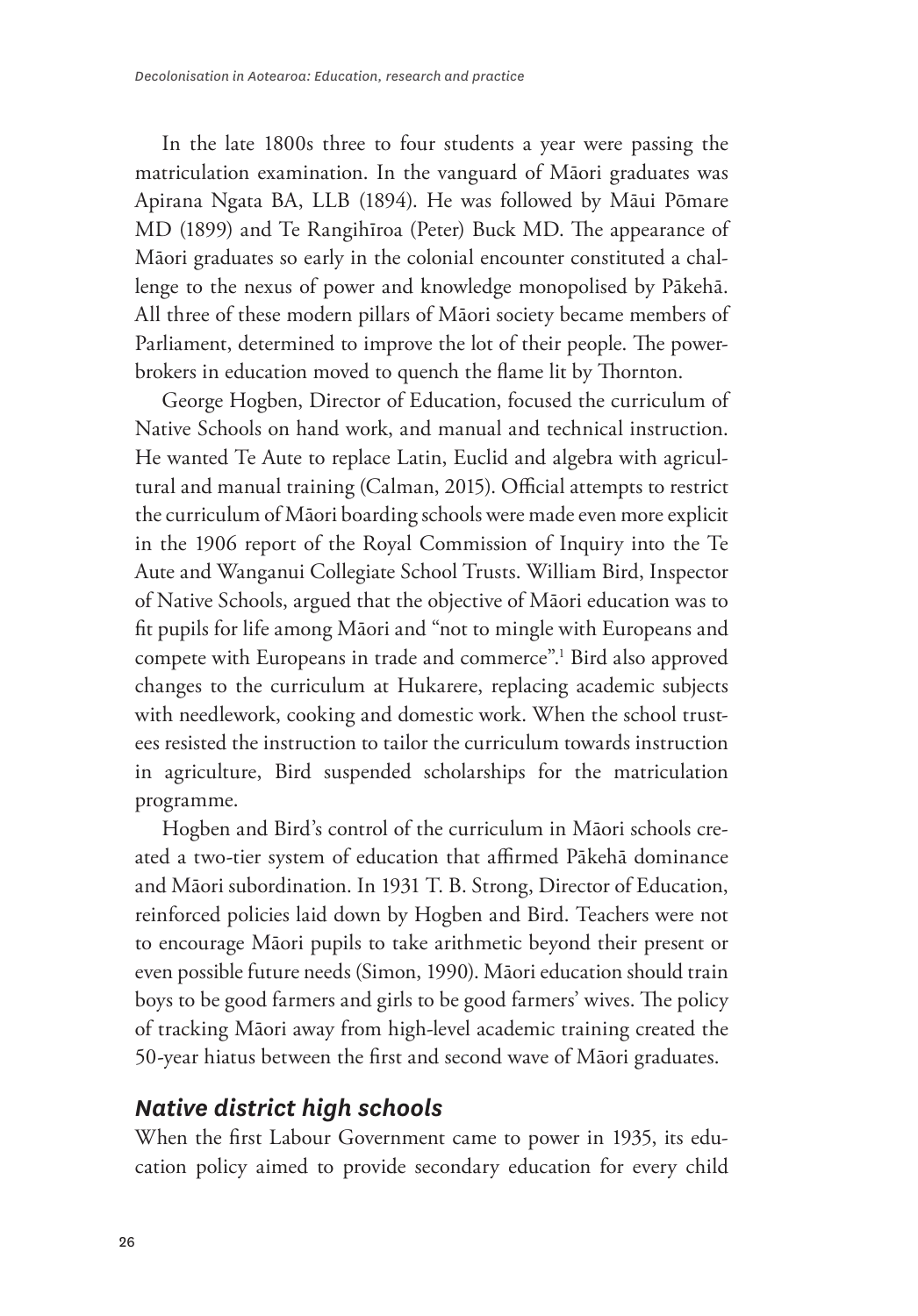In the late 1800s three to four students a year were passing the matriculation examination. In the vanguard of Māori graduates was Apirana Ngata BA, LLB (1894). He was followed by Māui Pōmare MD (1899) and Te Rangihīroa (Peter) Buck MD. The appearance of Māori graduates so early in the colonial encounter constituted a challenge to the nexus of power and knowledge monopolised by Pākehā. All three of these modern pillars of Māori society became members of Parliament, determined to improve the lot of their people. The powerbrokers in education moved to quench the flame lit by Thornton.

George Hogben, Director of Education, focused the curriculum of Native Schools on hand work, and manual and technical instruction. He wanted Te Aute to replace Latin, Euclid and algebra with agricultural and manual training (Calman, 2015). Official attempts to restrict the curriculum of Māori boarding schools were made even more explicit in the 1906 report of the Royal Commission of Inquiry into the Te Aute and Wanganui Collegiate School Trusts. William Bird, Inspector of Native Schools, argued that the objective of Māori education was to fit pupils for life among Māori and "not to mingle with Europeans and compete with Europeans in trade and commerce".[1] Bird also approved changes to the curriculum at Hukarere, replacing academic subjects with needlework, cooking and domestic work. When the school trustees resisted the instruction to tailor the curriculum towards instruction in agriculture, Bird suspended scholarships for the matriculation programme.

Hogben and Bird's control of the curriculum in Māori schools created a two-tier system of education that affirmed Pākehā dominance and Māori subordination. In 1931 T. B. Strong, Director of Education, reinforced policies laid down by Hogben and Bird. Teachers were not to encourage Māori pupils to take arithmetic beyond their present or even possible future needs (Simon, 1990). Māori education should train boys to be good farmers and girls to be good farmers' wives. The policy of tracking Māori away from high-level academic training created the 50-year hiatus between the first and second wave of Māori graduates.

## Native district high schools

When the first Labour Government came to power in 1935, its education policy aimed to provide secondary education for every child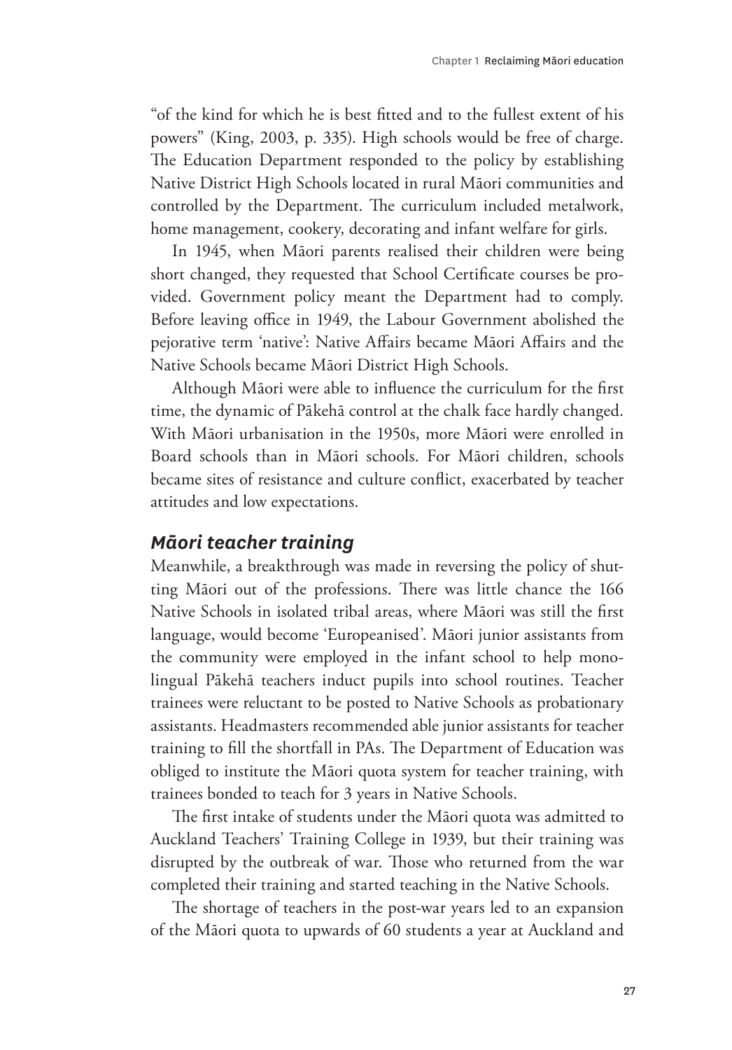"of the kind for which he is best fitted and to the fullest extent of his powers" (King, 2003, p. 335). High schools would be free of charge. The Education Department responded to the policy by establishing Native District High Schools located in rural Māori communities and controlled by the Department. The curriculum included metalwork, home management, cookery, decorating and infant welfare for girls.

In 1945, when Māori parents realised their children were being short changed, they requested that School Certificate courses be provided. Government policy meant the Department had to comply. Before leaving office in 1949, the Labour Government abolished the pejorative term 'native': Native Affairs became Māori Affairs and the Native Schools became Māori District High Schools.

Although Māori were able to influence the curriculum for the first time, the dynamic of Pākehā control at the chalk face hardly changed. With Māori urbanisation in the 1950s, more Māori were enrolled in Board schools than in Māori schools. For Māori children, schools became sites of resistance and culture conflict, exacerbated by teacher attitudes and low expectations.

### *Māori teacher training*

Meanwhile, a breakthrough was made in reversing the policy of shutting Māori out of the professions. There was little chance the 166 Native Schools in isolated tribal areas, where Māori was still the first language, would become 'Europeanised'. Māori junior assistants from the community were employed in the infant school to help monolingual Pākehā teachers induct pupils into school routines. Teacher trainees were reluctant to be posted to Native Schools as probationary assistants. Headmasters recommended able junior assistants for teacher training to fill the shortfall in PAs. The Department of Education was obliged to institute the Māori quota system for teacher training, with trainees bonded to teach for 3 years in Native Schools.

The first intake of students under the Māori quota was admitted to Auckland Teachers' Training College in 1939, but their training was disrupted by the outbreak of war. Those who returned from the war completed their training and started teaching in the Native Schools.

The shortage of teachers in the post-war years led to an expansion of the Māori quota to upwards of 60 students a year at Auckland and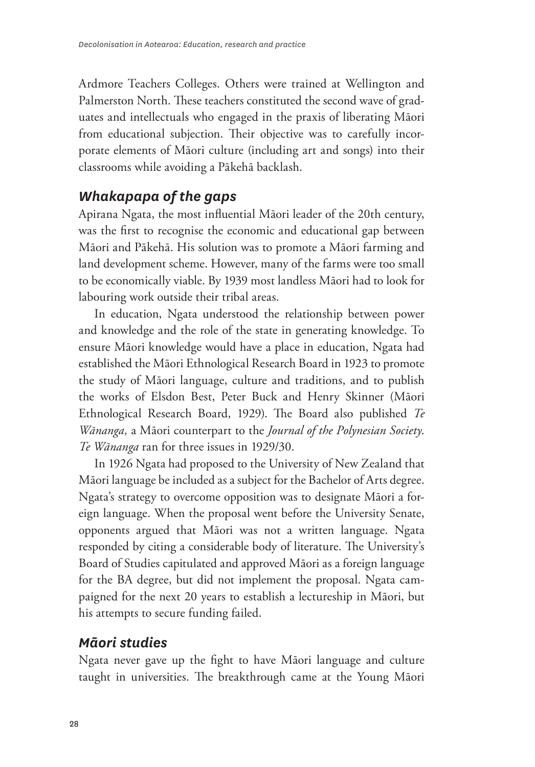Ardmore Teachers Colleges. Others were trained at Wellington and Palmerston North. These teachers constituted the second wave of graduates and intellectuals who engaged in the praxis of liberating Māori from educational subjection. Their objective was to carefully incorporate elements of Māori culture (including art and songs) into their classrooms while avoiding a Pākehā backlash.

## *Whakapapa of the gaps*

Apirana Ngata, the most influential Māori leader of the 20th century, was the first to recognise the economic and educational gap between Māori and Pākehā. His solution was to promote a Māori farming and land development scheme. However, many of the farms were too small to be economically viable. By 1939 most landless Māori had to look for labouring work outside their tribal areas.

In education, Ngata understood the relationship between power and knowledge and the role of the state in generating knowledge. To ensure Māori knowledge would have a place in education, Ngata had established the Māori Ethnological Research Board in 1923 to promote the study of Māori language, culture and traditions, and to publish the works of Elsdon Best, Peter Buck and Henry Skinner (Māori Ethnological Research Board, 1929). The Board also published *Te Wānanga,* a Māori counterpart to the *Journal of the Polynesian Society*. *Te Wānanga* ran for three issues in 1929/30.

In 1926 Ngata had proposed to the University of New Zealand that Māori language be included as a subject for the Bachelor of Arts degree. Ngata's strategy to overcome opposition was to designate Māori a foreign language. When the proposal went before the University Senate, opponents argued that Māori was not a written language. Ngata responded by citing a considerable body of literature. The University's Board of Studies capitulated and approved Māori as a foreign language for the BA degree, but did not implement the proposal. Ngata campaigned for the next 20 years to establish a lectureship in Māori, but his attempts to secure funding failed.

## *Māori studies*

Ngata never gave up the fight to have Māori language and culture taught in universities. The breakthrough came at the Young Māori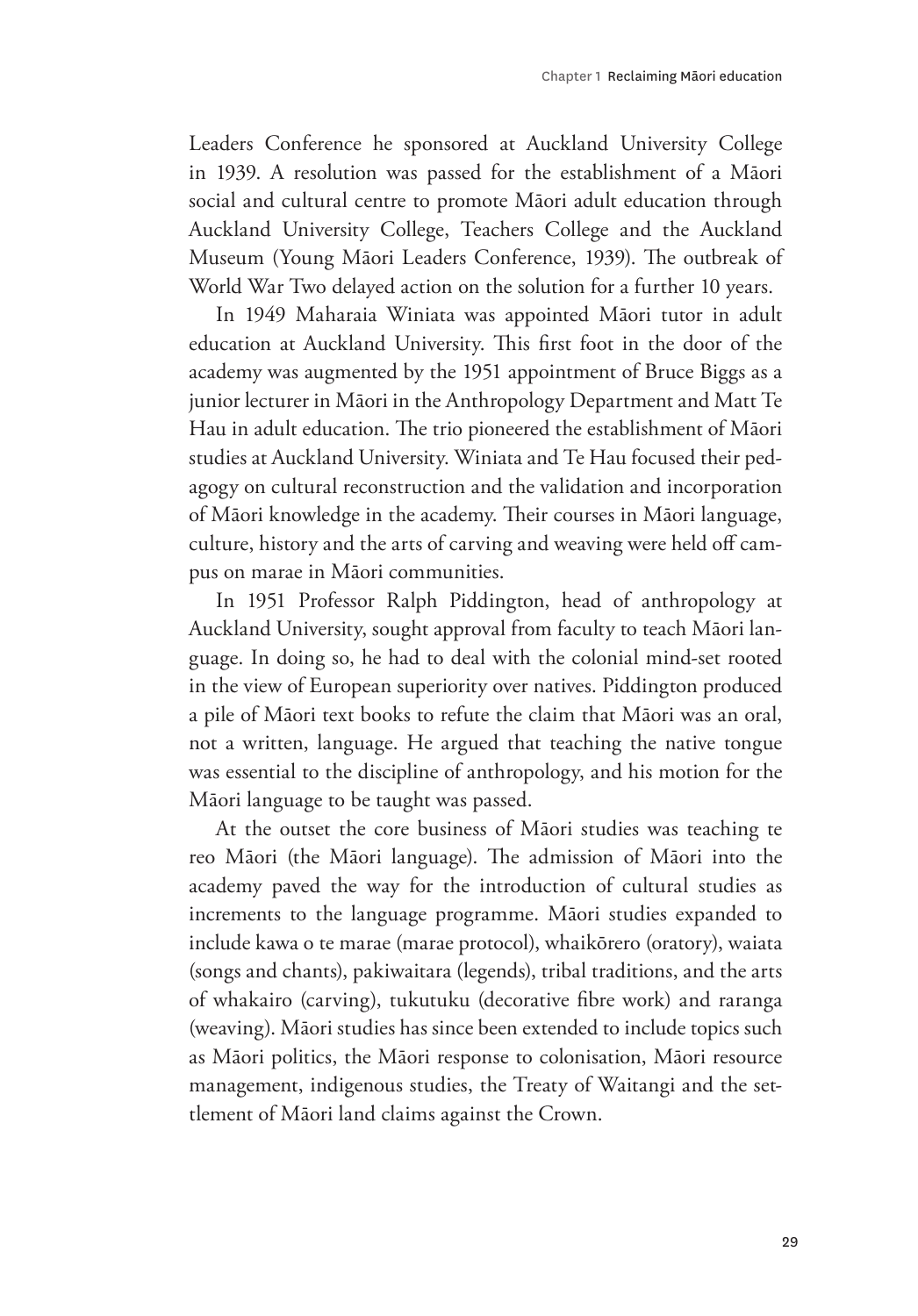Leaders Conference he sponsored at Auckland University College in 1939. A resolution was passed for the establishment of a Māori social and cultural centre to promote Māori adult education through Auckland University College, Teachers College and the Auckland Museum (Young Māori Leaders Conference, 1939). The outbreak of World War Two delayed action on the solution for a further 10 years.

In 1949 Maharaia Winiata was appointed Māori tutor in adult education at Auckland University. This first foot in the door of the academy was augmented by the 1951 appointment of Bruce Biggs as a junior lecturer in Māori in the Anthropology Department and Matt Te Hau in adult education. The trio pioneered the establishment of Māori studies at Auckland University. Winiata and Te Hau focused their pedagogy on cultural reconstruction and the validation and incorporation of Māori knowledge in the academy. Their courses in Māori language, culture, history and the arts of carving and weaving were held off campus on marae in Māori communities.

In 1951 Professor Ralph Piddington, head of anthropology at Auckland University, sought approval from faculty to teach Māori language. In doing so, he had to deal with the colonial mind-set rooted in the view of European superiority over natives. Piddington produced a pile of Māori text books to refute the claim that Māori was an oral, not a written, language. He argued that teaching the native tongue was essential to the discipline of anthropology, and his motion for the Māori language to be taught was passed.

At the outset the core business of Māori studies was teaching te reo Māori (the Māori language). The admission of Māori into the academy paved the way for the introduction of cultural studies as increments to the language programme. Māori studies expanded to include kawa o te marae (marae protocol), whaikōrero (oratory), waiata (songs and chants), pakiwaitara (legends), tribal traditions, and the arts of whakairo (carving), tukutuku (decorative fibre work) and raranga (weaving). Māori studies has since been extended to include topics such as Māori politics, the Māori response to colonisation, Māori resource management, indigenous studies, the Treaty of Waitangi and the settlement of Māori land claims against the Crown.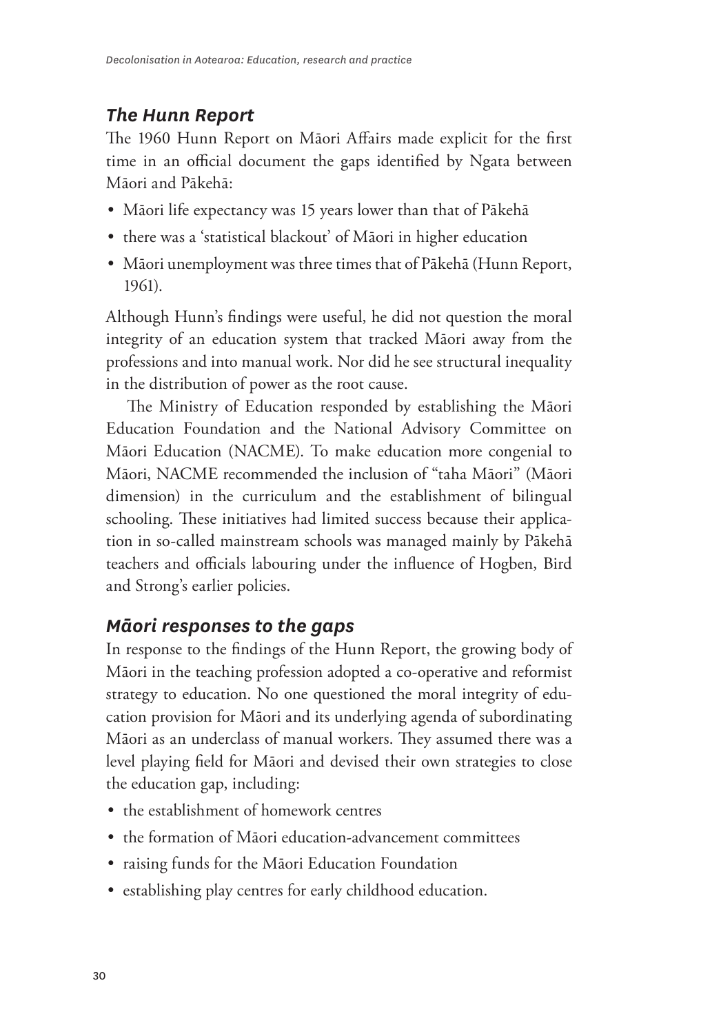### *The Hunn Report*

The 1960 Hunn Report on Māori Affairs made explicit for the first time in an official document the gaps identified by Ngata between Māori and Pākehā:

- Māori life expectancy was 15 years lower than that of Pākehā
- there was a 'statistical blackout' of Māori in higher education
- Māori unemployment was three times that of Pākehā (Hunn Report, 1961).

Although Hunn's findings were useful, he did not question the moral integrity of an education system that tracked Māori away from the professions and into manual work. Nor did he see structural inequality in the distribution of power as the root cause.

The Ministry of Education responded by establishing the Māori Education Foundation and the National Advisory Committee on Māori Education (NACME). To make education more congenial to Māori, NACME recommended the inclusion of "taha Māori" (Māori dimension) in the curriculum and the establishment of bilingual schooling. These initiatives had limited success because their application in so-called mainstream schools was managed mainly by Pākehā teachers and officials labouring under the influence of Hogben, Bird and Strong's earlier policies.

### *Māori responses to the gaps*

In response to the findings of the Hunn Report, the growing body of Māori in the teaching profession adopted a co-operative and reformist strategy to education. No one questioned the moral integrity of education provision for Māori and its underlying agenda of subordinating Māori as an underclass of manual workers. They assumed there was a level playing field for Māori and devised their own strategies to close the education gap, including:

- the establishment of homework centres
- the formation of Māori education-advancement committees
- raising funds for the Māori Education Foundation
- establishing play centres for early childhood education.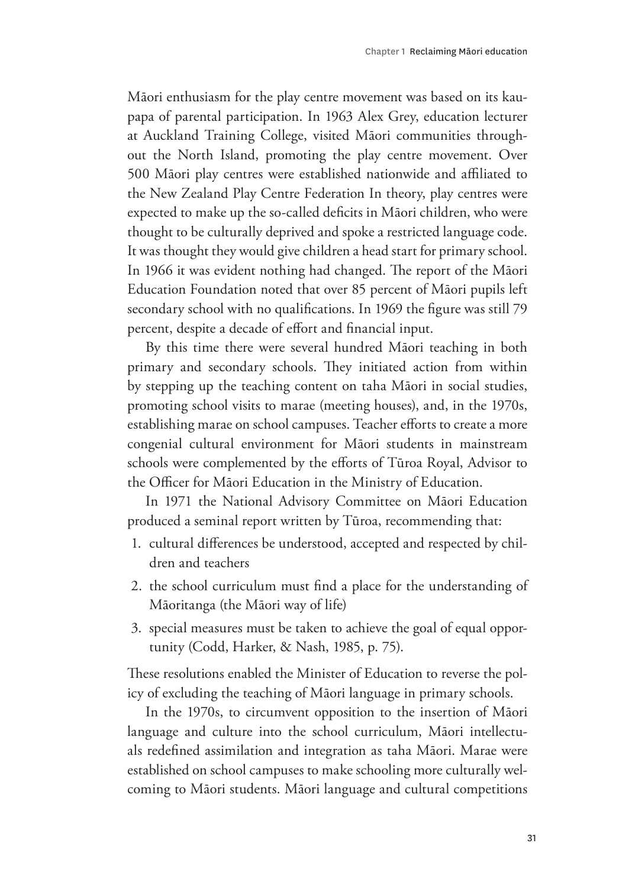Māori enthusiasm for the play centre movement was based on its kaupapa of parental participation. In 1963 Alex Grey, education lecturer at Auckland Training College, visited Māori communities throughout the North Island, promoting the play centre movement. Over 500 Māori play centres were established nationwide and affiliated to the New Zealand Play Centre Federation In theory, play centres were expected to make up the so-called deficits in Māori children, who were thought to be culturally deprived and spoke a restricted language code. It was thought they would give children a head start for primary school. In 1966 it was evident nothing had changed. The report of the Māori Education Foundation noted that over 85 percent of Māori pupils left secondary school with no qualifications. In 1969 the figure was still 79 percent, despite a decade of effort and financial input.

By this time there were several hundred Māori teaching in both primary and secondary schools. They initiated action from within by stepping up the teaching content on taha Māori in social studies, promoting school visits to marae (meeting houses), and, in the 1970s, establishing marae on school campuses. Teacher efforts to create a more congenial cultural environment for Māori students in mainstream schools were complemented by the efforts of Tūroa Royal, Advisor to the Officer for Māori Education in the Ministry of Education.

In 1971 the National Advisory Committee on Māori Education produced a seminal report written by Tūroa, recommending that:

1. cultural differences be understood, accepted and respected by children and teachers
2. the school curriculum must find a place for the understanding of Māoritanga (the Māori way of life)
3. special measures must be taken to achieve the goal of equal opportunity (Codd, Harker, & Nash, 1985, p. 75).

These resolutions enabled the Minister of Education to reverse the policy of excluding the teaching of Māori language in primary schools.

In the 1970s, to circumvent opposition to the insertion of Māori language and culture into the school curriculum, Māori intellectuals redefined assimilation and integration as taha Māori. Marae were established on school campuses to make schooling more culturally welcoming to Māori students. Māori language and cultural competitions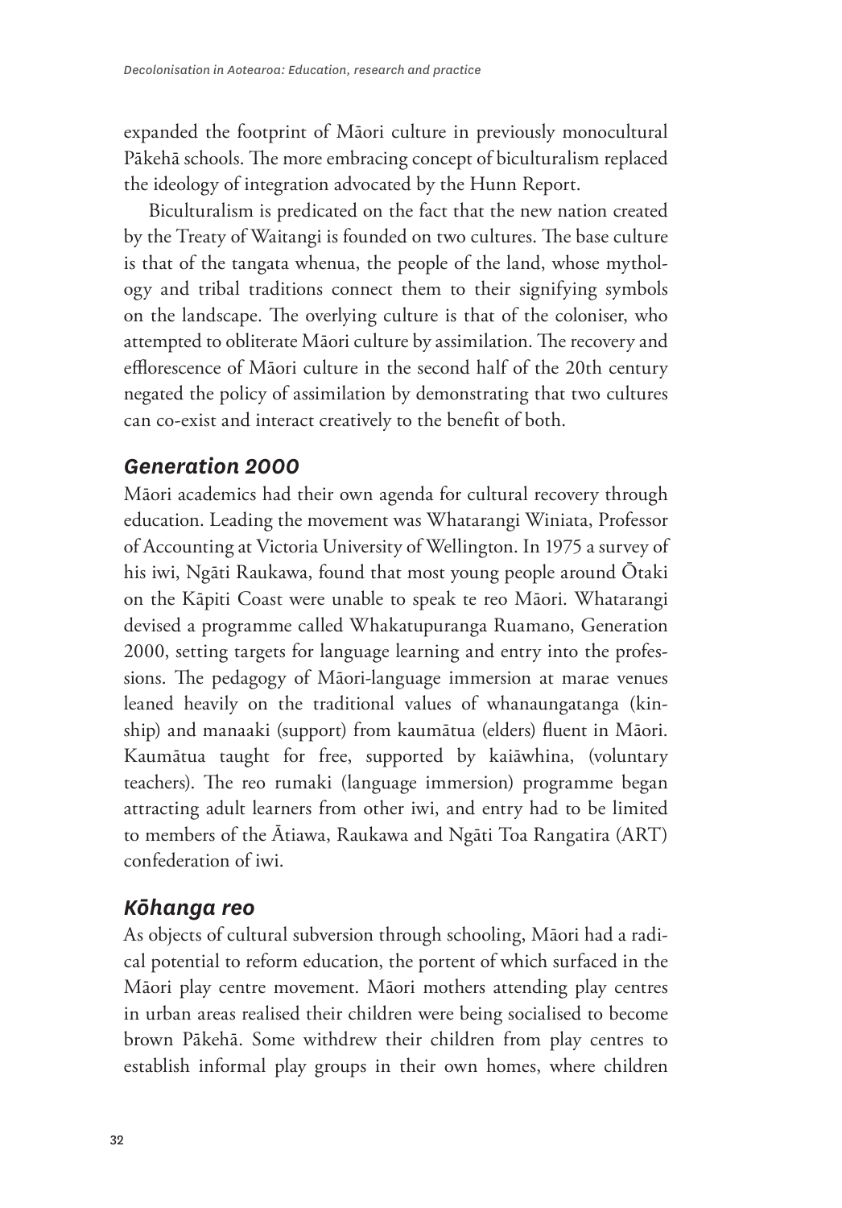expanded the footprint of Māori culture in previously monocultural Pākehā schools. The more embracing concept of biculturalism replaced the ideology of integration advocated by the Hunn Report.

Biculturalism is predicated on the fact that the new nation created by the Treaty of Waitangi is founded on two cultures. The base culture is that of the tangata whenua, the people of the land, whose mythology and tribal traditions connect them to their signifying symbols on the landscape. The overlying culture is that of the coloniser, who attempted to obliterate Māori culture by assimilation. The recovery and efflorescence of Māori culture in the second half of the 20th century negated the policy of assimilation by demonstrating that two cultures can co-exist and interact creatively to the benefit of both.

### *Generation 2000*

Māori academics had their own agenda for cultural recovery through education. Leading the movement was Whatarangi Winiata, Professor of Accounting at Victoria University of Wellington. In 1975 a survey of his iwi, Ngāti Raukawa, found that most young people around Ōtaki on the Kāpiti Coast were unable to speak te reo Māori. Whatarangi devised a programme called Whakatupuranga Ruamano, Generation 2000, setting targets for language learning and entry into the professions. The pedagogy of Māori-language immersion at marae venues leaned heavily on the traditional values of whanaungatanga (kinship) and manaaki (support) from kaumātua (elders) fluent in Māori. Kaumātua taught for free, supported by kaiāwhina, (voluntary teachers). The reo rumaki (language immersion) programme began attracting adult learners from other iwi, and entry had to be limited to members of the Ātiawa, Raukawa and Ngāti Toa Rangatira (ART) confederation of iwi.

### *Kōhanga reo*

As objects of cultural subversion through schooling, Māori had a radical potential to reform education, the portent of which surfaced in the Māori play centre movement. Māori mothers attending play centres in urban areas realised their children were being socialised to become brown Pākehā. Some withdrew their children from play centres to establish informal play groups in their own homes, where children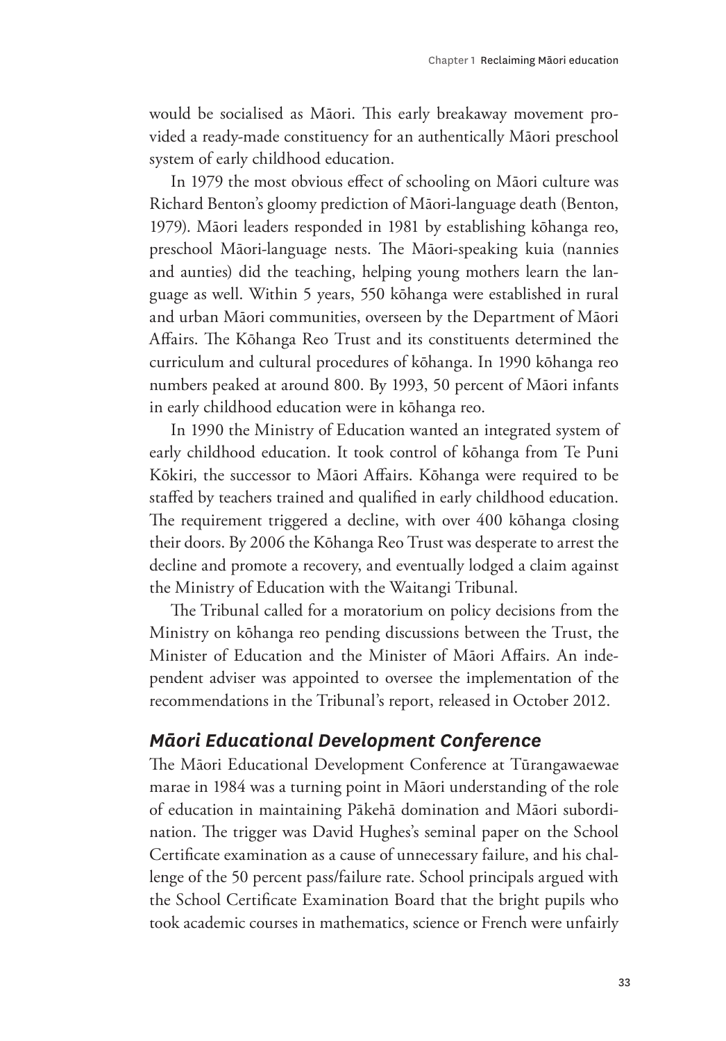would be socialised as Māori. This early breakaway movement provided a ready-made constituency for an authentically Māori preschool system of early childhood education.

In 1979 the most obvious effect of schooling on Māori culture was Richard Benton's gloomy prediction of Māori-language death (Benton, 1979). Māori leaders responded in 1981 by establishing kōhanga reo, preschool Māori-language nests. The Māori-speaking kuia (nannies and aunties) did the teaching, helping young mothers learn the language as well. Within 5 years, 550 kōhanga were established in rural and urban Māori communities, overseen by the Department of Māori Affairs. The Kōhanga Reo Trust and its constituents determined the curriculum and cultural procedures of kōhanga. In 1990 kōhanga reo numbers peaked at around 800. By 1993, 50 percent of Māori infants in early childhood education were in kōhanga reo.

In 1990 the Ministry of Education wanted an integrated system of early childhood education. It took control of kōhanga from Te Puni Kōkiri, the successor to Māori Affairs. Kōhanga were required to be staffed by teachers trained and qualified in early childhood education. The requirement triggered a decline, with over 400 kōhanga closing their doors. By 2006 the Kōhanga Reo Trust was desperate to arrest the decline and promote a recovery, and eventually lodged a claim against the Ministry of Education with the Waitangi Tribunal.

The Tribunal called for a moratorium on policy decisions from the Ministry on kōhanga reo pending discussions between the Trust, the Minister of Education and the Minister of Māori Affairs. An independent adviser was appointed to oversee the implementation of the recommendations in the Tribunal's report, released in October 2012.

### *Māori Educational Development Conference*

The Māori Educational Development Conference at Tūrangawaewae marae in 1984 was a turning point in Māori understanding of the role of education in maintaining Pākehā domination and Māori subordination. The trigger was David Hughes's seminal paper on the School Certificate examination as a cause of unnecessary failure, and his challenge of the 50 percent pass/failure rate. School principals argued with the School Certificate Examination Board that the bright pupils who took academic courses in mathematics, science or French were unfairly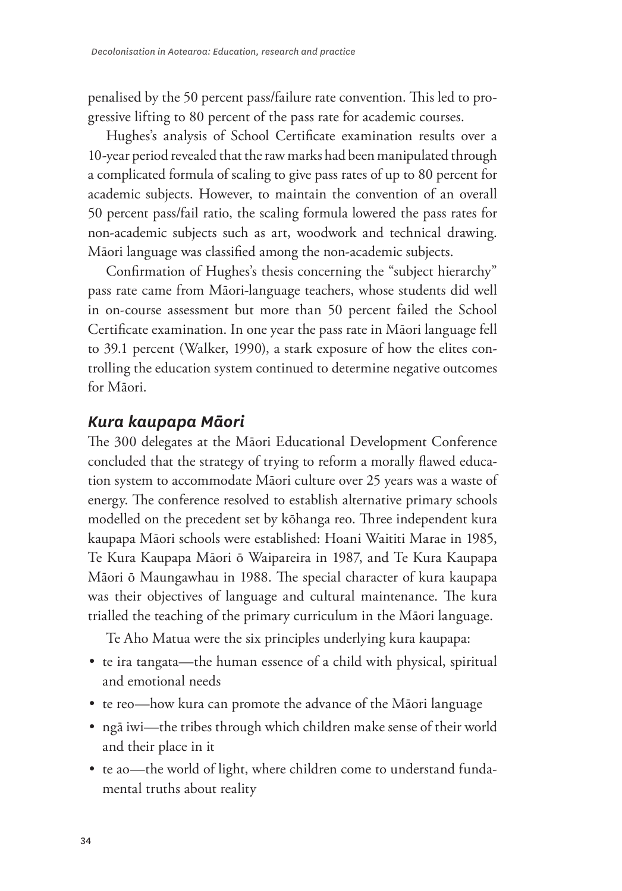penalised by the 50 percent pass/failure rate convention. This led to progressive lifting to 80 percent of the pass rate for academic courses.

Hughes's analysis of School Certificate examination results over a 10-year period revealed that the raw marks had been manipulated through a complicated formula of scaling to give pass rates of up to 80 percent for academic subjects. However, to maintain the convention of an overall 50 percent pass/fail ratio, the scaling formula lowered the pass rates for non-academic subjects such as art, woodwork and technical drawing. Māori language was classified among the non-academic subjects.

Confirmation of Hughes's thesis concerning the "subject hierarchy" pass rate came from Māori-language teachers, whose students did well in on-course assessment but more than 50 percent failed the School Certificate examination. In one year the pass rate in Māori language fell to 39.1 percent (Walker, 1990), a stark exposure of how the elites controlling the education system continued to determine negative outcomes for Māori.

## *Kura kaupapa Māori*

The 300 delegates at the Māori Educational Development Conference concluded that the strategy of trying to reform a morally flawed education system to accommodate Māori culture over 25 years was a waste of energy. The conference resolved to establish alternative primary schools modelled on the precedent set by kōhanga reo. Three independent kura kaupapa Māori schools were established: Hoani Waititi Marae in 1985, Te Kura Kaupapa Māori ō Waipareira in 1987, and Te Kura Kaupapa Māori ō Maungawhau in 1988. The special character of kura kaupapa was their objectives of language and cultural maintenance. The kura trialled the teaching of the primary curriculum in the Māori language.

Te Aho Matua were the six principles underlying kura kaupapa:

- te ira tangata—the human essence of a child with physical, spiritual and emotional needs
- te reo—how kura can promote the advance of the Māori language
- ngā iwi—the tribes through which children make sense of their world and their place in it
- te ao—the world of light, where children come to understand fundamental truths about reality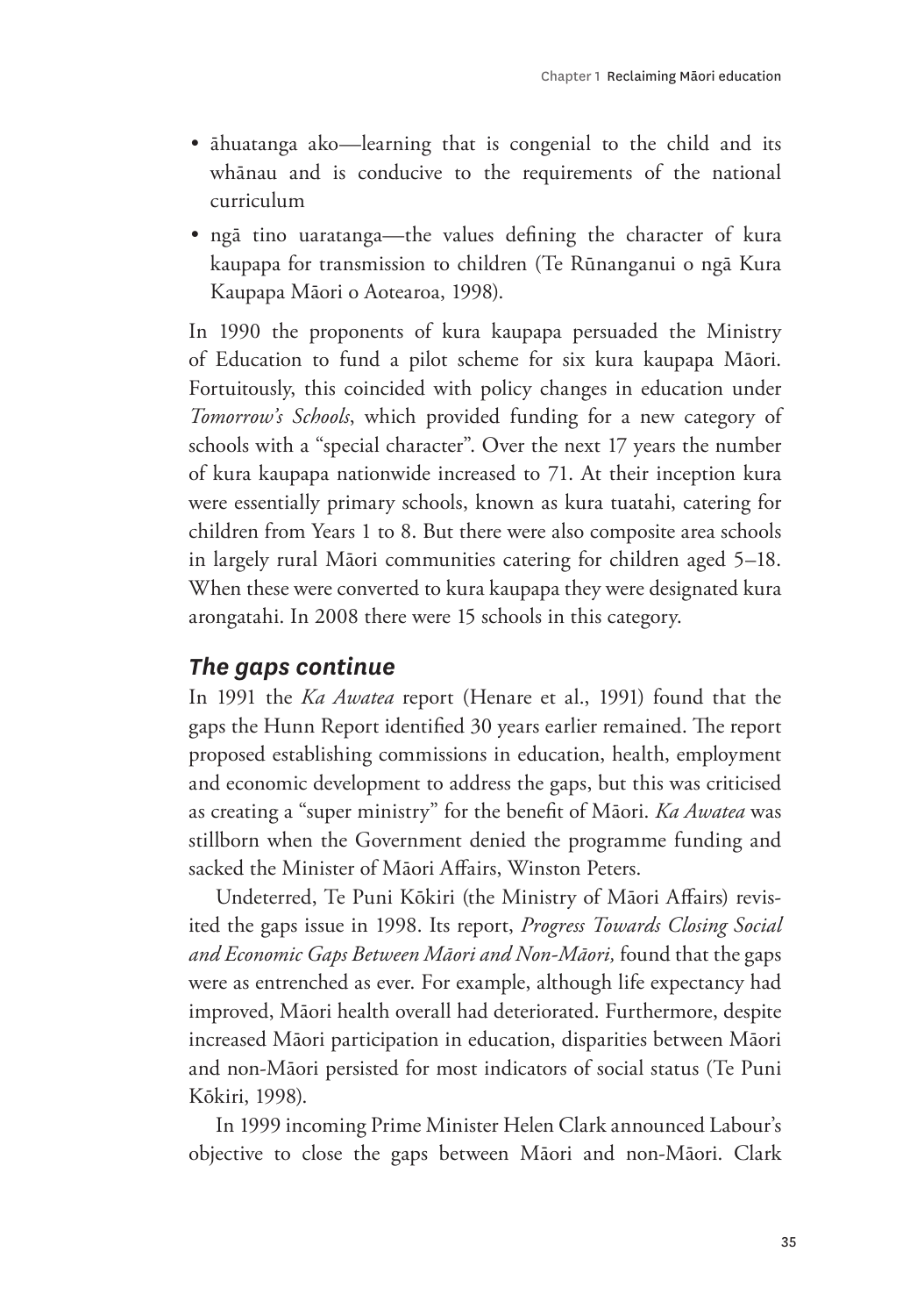- āhuatanga ako—learning that is congenial to the child and its whānau and is conducive to the requirements of the national curriculum
- ngā tino uaratanga—the values defining the character of kura kaupapa for transmission to children (Te Rūnanganui o ngā Kura Kaupapa Māori o Aotearoa, 1998).

In 1990 the proponents of kura kaupapa persuaded the Ministry of Education to fund a pilot scheme for six kura kaupapa Māori. Fortuitously, this coincided with policy changes in education under *Tomorrow's Schools*, which provided funding for a new category of schools with a "special character". Over the next 17 years the number of kura kaupapa nationwide increased to 71. At their inception kura were essentially primary schools, known as kura tuatahi, catering for children from Years 1 to 8. But there were also composite area schools in largely rural Māori communities catering for children aged 5–18. When these were converted to kura kaupapa they were designated kura arongatahi. In 2008 there were 15 schools in this category.

### *The gaps continue*

In 1991 the *Ka Awatea* report (Henare et al., 1991) found that the gaps the Hunn Report identified 30 years earlier remained. The report proposed establishing commissions in education, health, employment and economic development to address the gaps, but this was criticised as creating a "super ministry" for the benefit of Māori. *Ka Awatea* was stillborn when the Government denied the programme funding and sacked the Minister of Māori Affairs, Winston Peters.

Undeterred, Te Puni Kōkiri (the Ministry of Māori Affairs) revisited the gaps issue in 1998. Its report, *Progress Towards Closing Social and Economic Gaps Between Māori and Non-Māori,* found that the gaps were as entrenched as ever. For example, although life expectancy had improved, Māori health overall had deteriorated. Furthermore, despite increased Māori participation in education, disparities between Māori and non-Māori persisted for most indicators of social status (Te Puni Kōkiri, 1998).

In 1999 incoming Prime Minister Helen Clark announced Labour's objective to close the gaps between Māori and non-Māori. Clark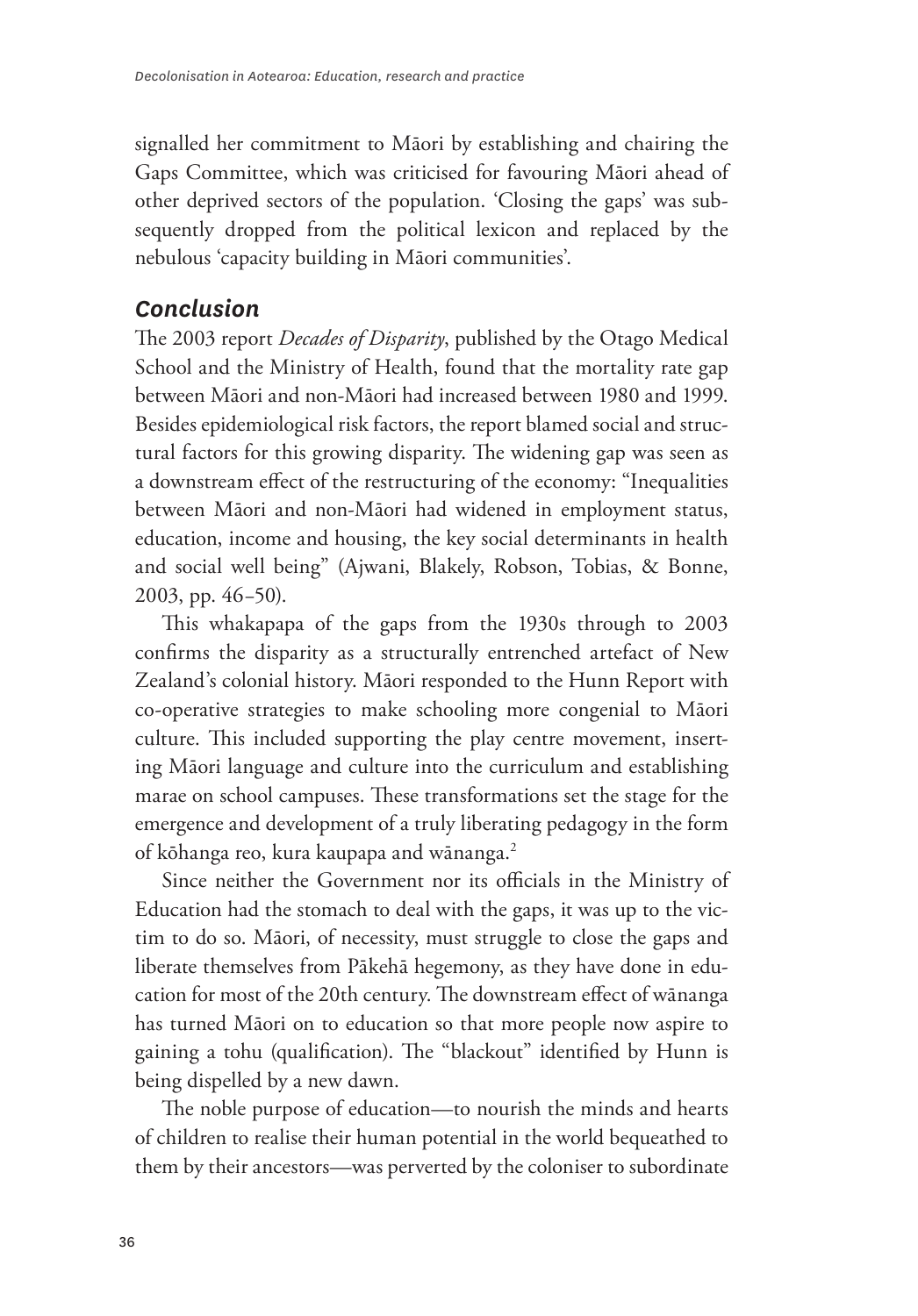signalled her commitment to Māori by establishing and chairing the Gaps Committee, which was criticised for favouring Māori ahead of other deprived sectors of the population. 'Closing the gaps' was subsequently dropped from the political lexicon and replaced by the nebulous 'capacity building in Māori communities'.

## *Conclusion*

The 2003 report *Decades of Disparity*, published by the Otago Medical School and the Ministry of Health, found that the mortality rate gap between Māori and non-Māori had increased between 1980 and 1999. Besides epidemiological risk factors, the report blamed social and structural factors for this growing disparity. The widening gap was seen as a downstream effect of the restructuring of the economy: "Inequalities between Māori and non-Māori had widened in employment status, education, income and housing, the key social determinants in health and social well being" (Ajwani, Blakely, Robson, Tobias, & Bonne, 2003, pp. 46–50).

This whakapapa of the gaps from the 1930s through to 2003 confirms the disparity as a structurally entrenched artefact of New Zealand's colonial history. Māori responded to the Hunn Report with co-operative strategies to make schooling more congenial to Māori culture. This included supporting the play centre movement, inserting Māori language and culture into the curriculum and establishing marae on school campuses. These transformations set the stage for the emergence and development of a truly liberating pedagogy in the form of kōhanga reo, kura kaupapa and wānanga.[2]

Since neither the Government nor its officials in the Ministry of Education had the stomach to deal with the gaps, it was up to the victim to do so. Māori, of necessity, must struggle to close the gaps and liberate themselves from Pākehā hegemony, as they have done in education for most of the 20th century. The downstream effect of wānanga has turned Māori on to education so that more people now aspire to gaining a tohu (qualification). The "blackout" identified by Hunn is being dispelled by a new dawn.

The noble purpose of education—to nourish the minds and hearts of children to realise their human potential in the world bequeathed to them by their ancestors—was perverted by the coloniser to subordinate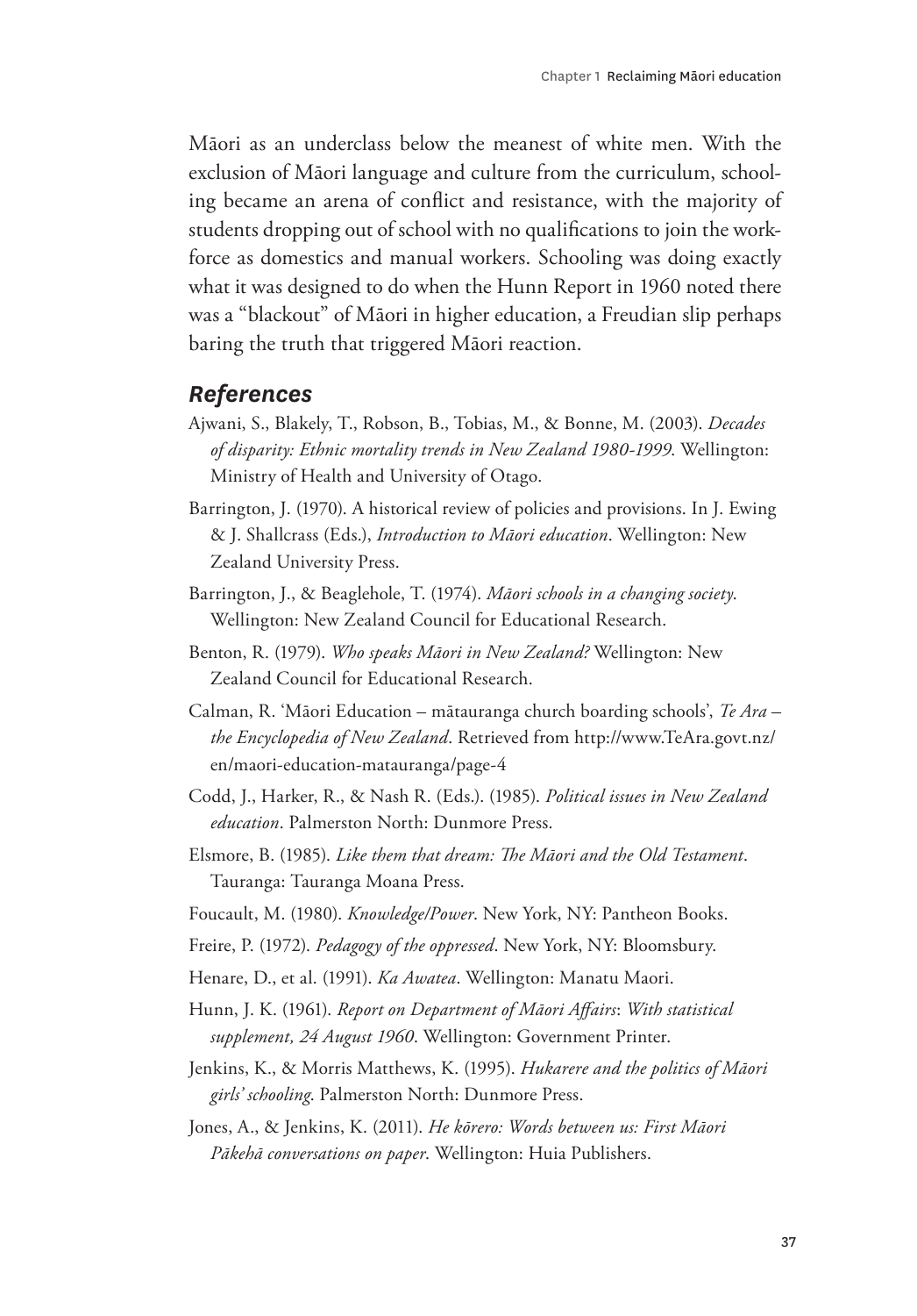Māori as an underclass below the meanest of white men. With the exclusion of Māori language and culture from the curriculum, schooling became an arena of conflict and resistance, with the majority of students dropping out of school with no qualifications to join the workforce as domestics and manual workers. Schooling was doing exactly what it was designed to do when the Hunn Report in 1960 noted there was a "blackout" of Māori in higher education, a Freudian slip perhaps baring the truth that triggered Māori reaction.

## *References*

Ajwani, S., Blakely, T., Robson, B., Tobias, M., & Bonne, M. (2003). *Decades of disparity: Ethnic mortality trends in New Zealand 1980-1999*. Wellington: Ministry of Health and University of Otago.

Barrington, J. (1970). A historical review of policies and provisions. In J. Ewing & J. Shallcrass (Eds.), *Introduction to Māori education*. Wellington: New Zealand University Press.

Barrington, J., & Beaglehole, T. (1974). *Māori schools in a changing society*. Wellington: New Zealand Council for Educational Research.

Benton, R. (1979). *Who speaks Māori in New Zealand?* Wellington: New Zealand Council for Educational Research.

Calman, R. 'Māori Education – mātauranga church boarding schools', *Te Ara – the Encyclopedia of New Zealand*. Retrieved from http://www.TeAra.govt.nz/en/maori-education-matauranga/page-4

Codd, J., Harker, R., & Nash R. (Eds.). (1985). *Political issues in New Zealand education*. Palmerston North: Dunmore Press.

Elsmore, B. (1985). *Like them that dream: The Māori and the Old Testament*. Tauranga: Tauranga Moana Press.

Foucault, M. (1980). *Knowledge/Power*. New York, NY: Pantheon Books.

Freire, P. (1972). *Pedagogy of the oppressed*. New York, NY: Bloomsbury.

Henare, D., et al. (1991). *Ka Awatea*. Wellington: Manatu Maori.

Hunn, J. K. (1961). *Report on Department of Māori Affairs*: *With statistical supplement, 24 August 1960*. Wellington: Government Printer.

Jenkins, K., & Morris Matthews, K. (1995). *Hukarere and the politics of Māori girls' schooling*. Palmerston North: Dunmore Press.

Jones, A., & Jenkins, K. (2011). *He kōrero: Words between us: First Māori Pākehā conversations on paper*. Wellington: Huia Publishers.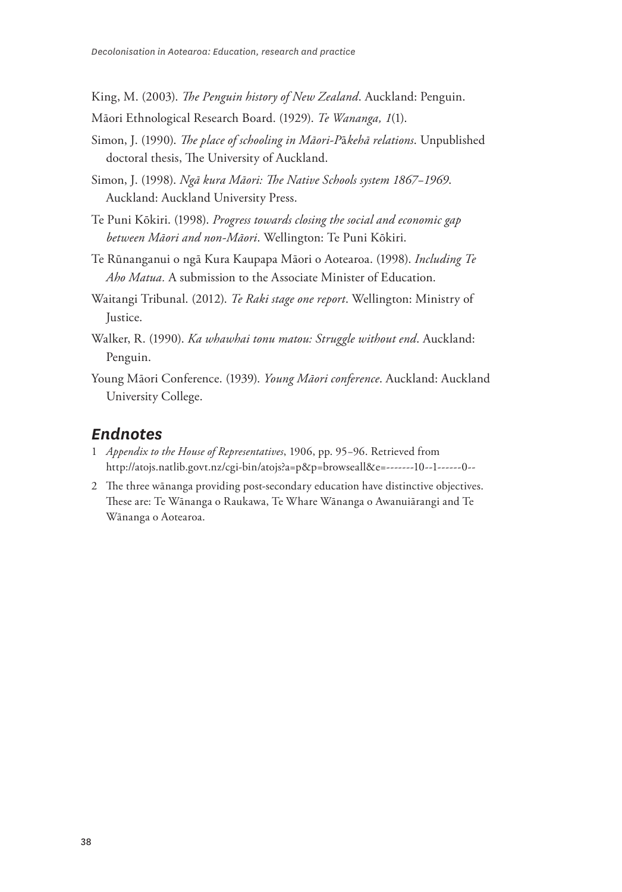King, M. (2003). *The Penguin history of New Zealand*. Auckland: Penguin.

Māori Ethnological Research Board. (1929). *Te Wananga, 1*(1).

Simon, J. (1990). *The place of schooling in Māori-Pākehā relations*. Unpublished doctoral thesis, The University of Auckland.

Simon, J. (1998). *Ngā kura Māori: The Native Schools system 1867–1969*. Auckland: Auckland University Press.

Te Puni Kōkiri. (1998). *Progress towards closing the social and economic gap between Māori and non-Māori*. Wellington: Te Puni Kōkiri.

Te Rūnanganui o ngā Kura Kaupapa Māori o Aotearoa. (1998). *Including Te Aho Matua.* A submission to the Associate Minister of Education.

Waitangi Tribunal. (2012). *Te Raki stage one report*. Wellington: Ministry of Justice.

Walker, R. (1990). *Ka whawhai tonu matou: Struggle without end*. Auckland: Penguin.

Young Māori Conference. (1939). *Young Māori conference*. Auckland: Auckland University College.

## Endnotes

1 *Appendix to the House of Representatives*, 1906, pp. 95–96. Retrieved from http://atojs.natlib.govt.nz/cgi-bin/atojs?a=p&p=browseall&e=-------10--1------0--

2 The three wānanga providing post-secondary education have distinctive objectives. These are: Te Wānanga o Raukawa, Te Whare Wānanga o Awanuiārangi and Te Wānanga o Aotearoa.